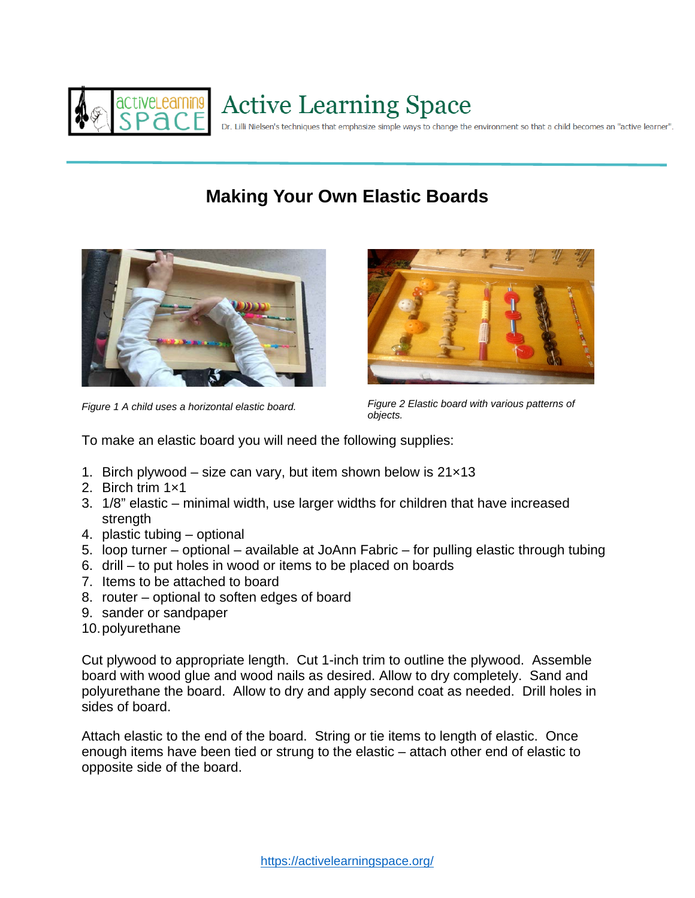# Active Learning Space

Dr. Lilli Nielsen's techniques that emphasize simple ways to change the environment so that a child becomes an "active learner".

## Making Your Own Elastic Boards

*Figure 1 A child uses a horizontal elastic board.*

*Figure 2 Elastic board with various patterns of objects.*

To make an elastic board you will need the following supplies:

1. Birch plywood – size can vary, but item shown below is 21×13
2. Birch trim 1×1
3. 1/8" elastic – minimal width, use larger widths for children that have increased strength
4. plastic tubing – optional
5. loop turner – optional – available at JoAnn Fabric – for pulling elastic through tubing
6. drill – to put holes in wood or items to be placed on boards
7. Items to be attached to board
8. router – optional to soften edges of board
9. sander or sandpaper
10. polyurethane

Cut plywood to appropriate length. Cut 1-inch trim to outline the plywood. Assemble board with wood glue and wood nails as desired. Allow to dry completely. Sand and polyurethane the board. Allow to dry and apply second coat as needed. Drill holes in sides of board.

Attach elastic to the end of the board. String or tie items to length of elastic. Once enough items have been tied or strung to the elastic – attach other end of elastic to opposite side of the board.

https://activelearningspace.org/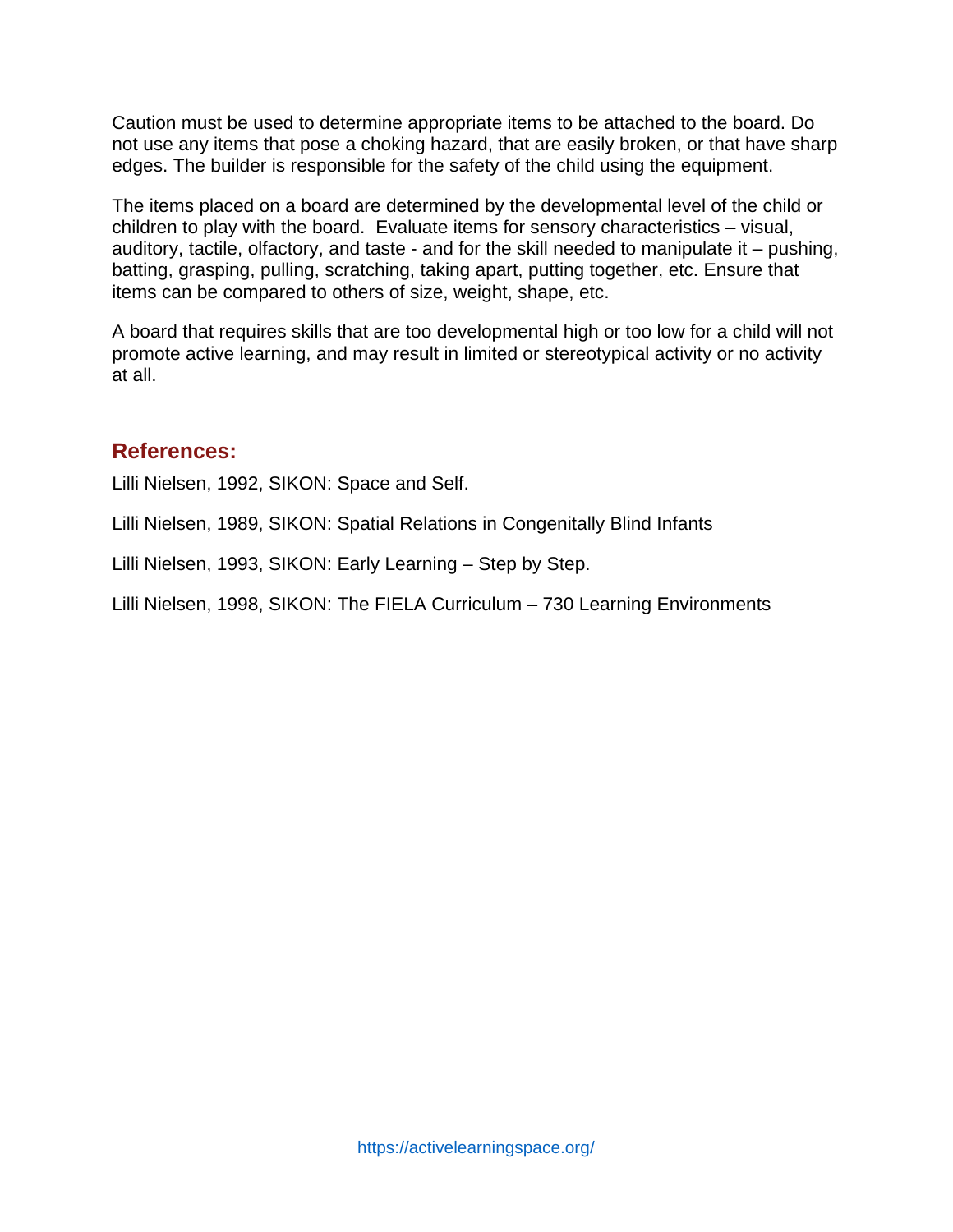Caution must be used to determine appropriate items to be attached to the board. Do not use any items that pose a choking hazard, that are easily broken, or that have sharp edges. The builder is responsible for the safety of the child using the equipment.

The items placed on a board are determined by the developmental level of the child or children to play with the board.  Evaluate items for sensory characteristics – visual, auditory, tactile, olfactory, and taste - and for the skill needed to manipulate it – pushing, batting, grasping, pulling, scratching, taking apart, putting together, etc. Ensure that items can be compared to others of size, weight, shape, etc.

A board that requires skills that are too developmental high or too low for a child will not promote active learning, and may result in limited or stereotypical activity or no activity at all.

## References:

Lilli Nielsen, 1992, SIKON: Space and Self.

Lilli Nielsen, 1989, SIKON: Spatial Relations in Congenitally Blind Infants

Lilli Nielsen, 1993, SIKON: Early Learning – Step by Step.

Lilli Nielsen, 1998, SIKON: The FIELA Curriculum – 730 Learning Environments

https://activelearningspace.org/